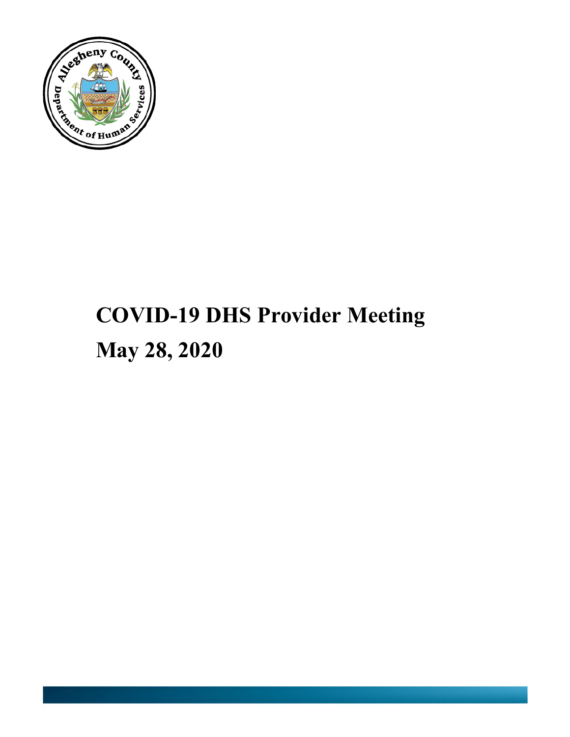# COVID-19 DHS Provider Meeting

# May 28, 2020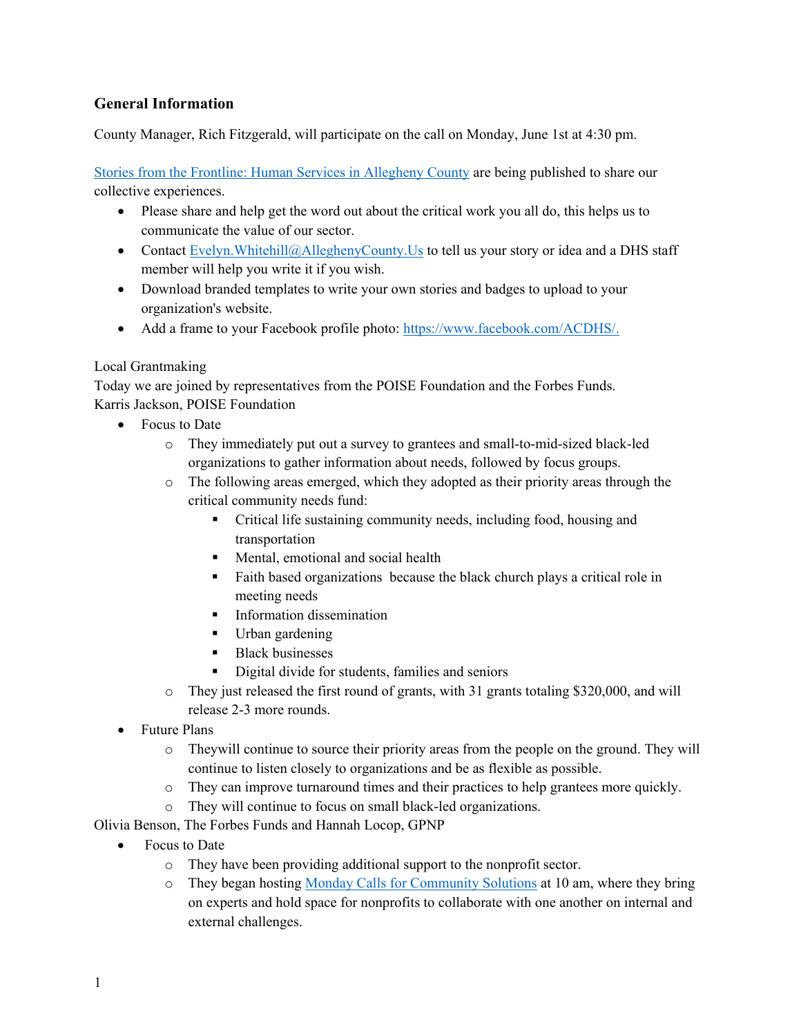## General Information

County Manager, Rich Fitzgerald, will participate on the call on Monday, June 1st at 4:30 pm.

[Stories from the Frontline: Human Services in Allegheny County] are being published to share our collective experiences.

- Please share and help get the word out about the critical work you all do, this helps us to communicate the value of our sector.
- Contact Evelyn.Whitehill@AlleghenyCounty.Us to tell us your story or idea and a DHS staff member will help you write it if you wish.
- Download branded templates to write your own stories and badges to upload to your organization's website.
- Add a frame to your Facebook profile photo: https://www.facebook.com/ACDHS/.

Local Grantmaking

Today we are joined by representatives from the POISE Foundation and the Forbes Funds.

Karris Jackson, POISE Foundation

- Focus to Date
  - They immediately put out a survey to grantees and small-to-mid-sized black-led organizations to gather information about needs, followed by focus groups.
  - The following areas emerged, which they adopted as their priority areas through the critical community needs fund:
    - Critical life sustaining community needs, including food, housing and transportation
    - Mental, emotional and social health
    - Faith based organizations because the black church plays a critical role in meeting needs
    - Information dissemination
    - Urban gardening
    - Black businesses
    - Digital divide for students, families and seniors
  - They just released the first round of grants, with 31 grants totaling $320,000, and will release 2-3 more rounds.
- Future Plans
  - Theywill continue to source their priority areas from the people on the ground. They will continue to listen closely to organizations and be as flexible as possible.
  - They can improve turnaround times and their practices to help grantees more quickly.
  - They will continue to focus on small black-led organizations.

Olivia Benson, The Forbes Funds and Hannah Locop, GPNP

- Focus to Date
  - They have been providing additional support to the nonprofit sector.
  - They began hosting Monday Calls for Community Solutions at 10 am, where they bring on experts and hold space for nonprofits to collaborate with one another on internal and external challenges.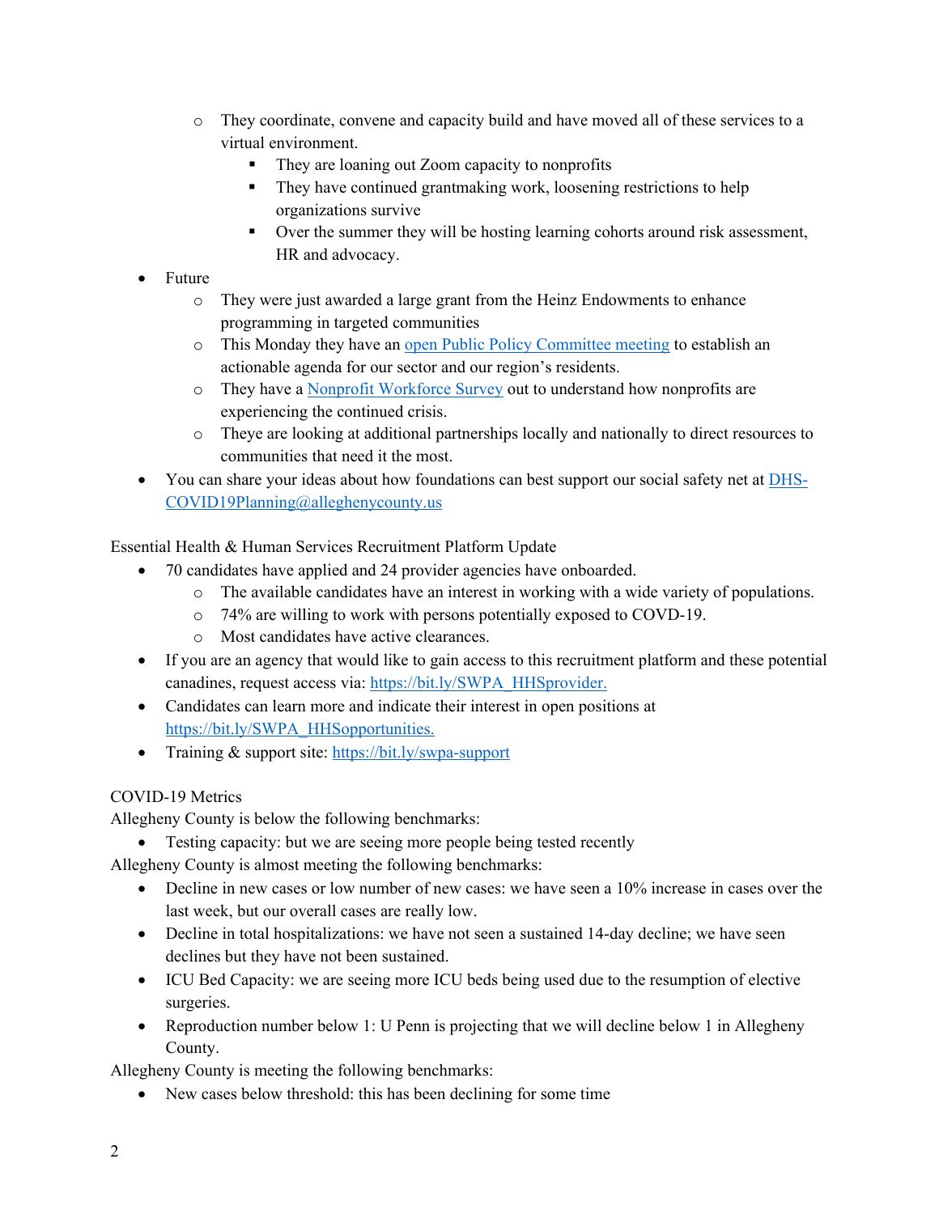- They coordinate, convene and capacity build and have moved all of these services to a virtual environment.
        - They are loaning out Zoom capacity to nonprofits
        - They have continued grantmaking work, loosening restrictions to help organizations survive
        - Over the summer they will be hosting learning cohorts around risk assessment, HR and advocacy.
- Future
    - They were just awarded a large grant from the Heinz Endowments to enhance programming in targeted communities
    - This Monday they have an open Public Policy Committee meeting to establish an actionable agenda for our sector and our region's residents.
    - They have a Nonprofit Workforce Survey out to understand how nonprofits are experiencing the continued crisis.
    - Theye are looking at additional partnerships locally and nationally to direct resources to communities that need it the most.
- You can share your ideas about how foundations can best support our social safety net at DHS-COVID19Planning@alleghenycounty.us

Essential Health & Human Services Recruitment Platform Update

- 70 candidates have applied and 24 provider agencies have onboarded.
    - The available candidates have an interest in working with a wide variety of populations.
    - 74% are willing to work with persons potentially exposed to COVID-19.
    - Most candidates have active clearances.
- If you are an agency that would like to gain access to this recruitment platform and these potential canadines, request access via: https://bit.ly/SWPA_HHSprovider.
- Candidates can learn more and indicate their interest in open positions at https://bit.ly/SWPA_HHSopportunities.
- Training & support site: https://bit.ly/swpa-support

COVID-19 Metrics

Allegheny County is below the following benchmarks:

- Testing capacity: but we are seeing more people being tested recently

Allegheny County is almost meeting the following benchmarks:

- Decline in new cases or low number of new cases: we have seen a 10% increase in cases over the last week, but our overall cases are really low.
- Decline in total hospitalizations: we have not seen a sustained 14-day decline; we have seen declines but they have not been sustained.
- ICU Bed Capacity: we are seeing more ICU beds being used due to the resumption of elective surgeries.
- Reproduction number below 1: U Penn is projecting that we will decline below 1 in Allegheny County.

Allegheny County is meeting the following benchmarks:

- New cases below threshold: this has been declining for some time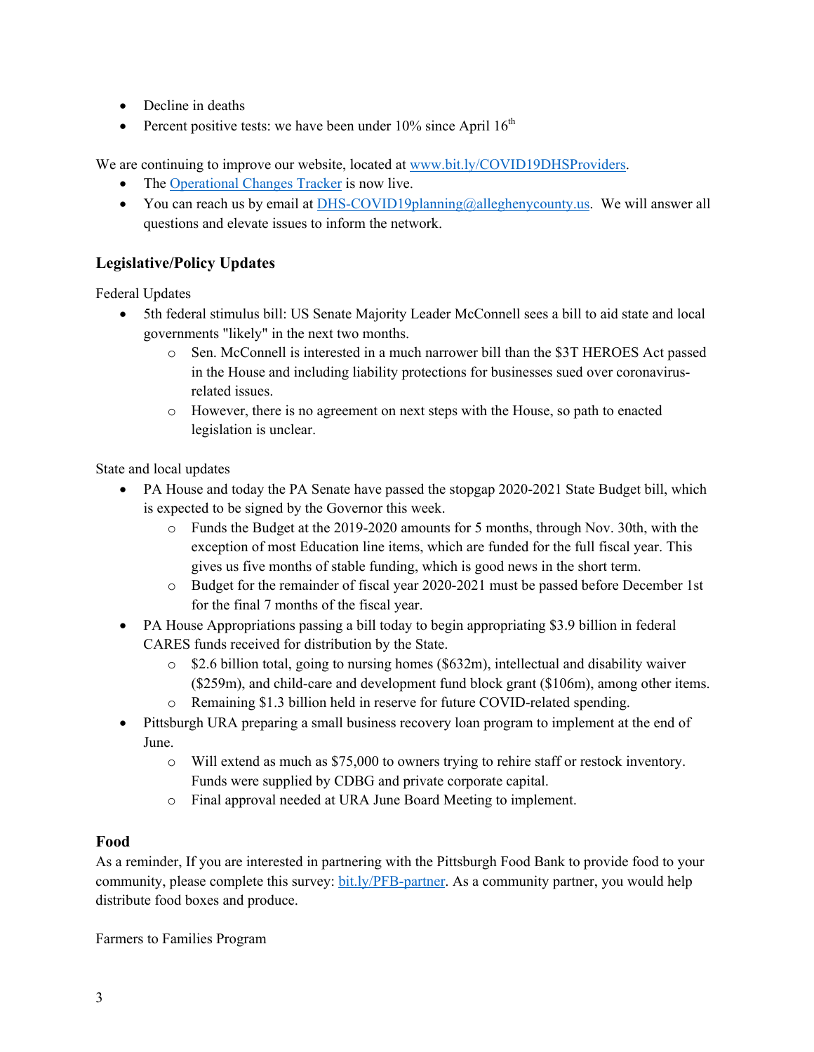- Decline in deaths
- Percent positive tests: we have been under 10% since April 16th

We are continuing to improve our website, located at [www.bit.ly/COVID19DHSProviders](www.bit.ly/COVID19DHSProviders).

- The Operational Changes Tracker is now live.
- You can reach us by email at DHS-COVID19planning@alleghenycounty.us. We will answer all questions and elevate issues to inform the network.

### Legislative/Policy Updates

Federal Updates

- 5th federal stimulus bill: US Senate Majority Leader McConnell sees a bill to aid state and local governments "likely" in the next two months.
  - Sen. McConnell is interested in a much narrower bill than the $3T HEROES Act passed in the House and including liability protections for businesses sued over coronavirus-related issues.
  - However, there is no agreement on next steps with the House, so path to enacted legislation is unclear.

State and local updates

- PA House and today the PA Senate have passed the stopgap 2020-2021 State Budget bill, which is expected to be signed by the Governor this week.
  - Funds the Budget at the 2019-2020 amounts for 5 months, through Nov. 30th, with the exception of most Education line items, which are funded for the full fiscal year. This gives us five months of stable funding, which is good news in the short term.
  - Budget for the remainder of fiscal year 2020-2021 must be passed before December 1st for the final 7 months of the fiscal year.
- PA House Appropriations passing a bill today to begin appropriating $3.9 billion in federal CARES funds received for distribution by the State.
  - $2.6 billion total, going to nursing homes ($632m), intellectual and disability waiver ($259m), and child-care and development fund block grant ($106m), among other items.
  - Remaining $1.3 billion held in reserve for future COVID-related spending.
- Pittsburgh URA preparing a small business recovery loan program to implement at the end of June.
  - Will extend as much as $75,000 to owners trying to rehire staff or restock inventory. Funds were supplied by CDBG and private corporate capital.
  - Final approval needed at URA June Board Meeting to implement.

### Food

As a reminder, If you are interested in partnering with the Pittsburgh Food Bank to provide food to your community, please complete this survey: [bit.ly/PFB-partner](bit.ly/PFB-partner). As a community partner, you would help distribute food boxes and produce.

Farmers to Families Program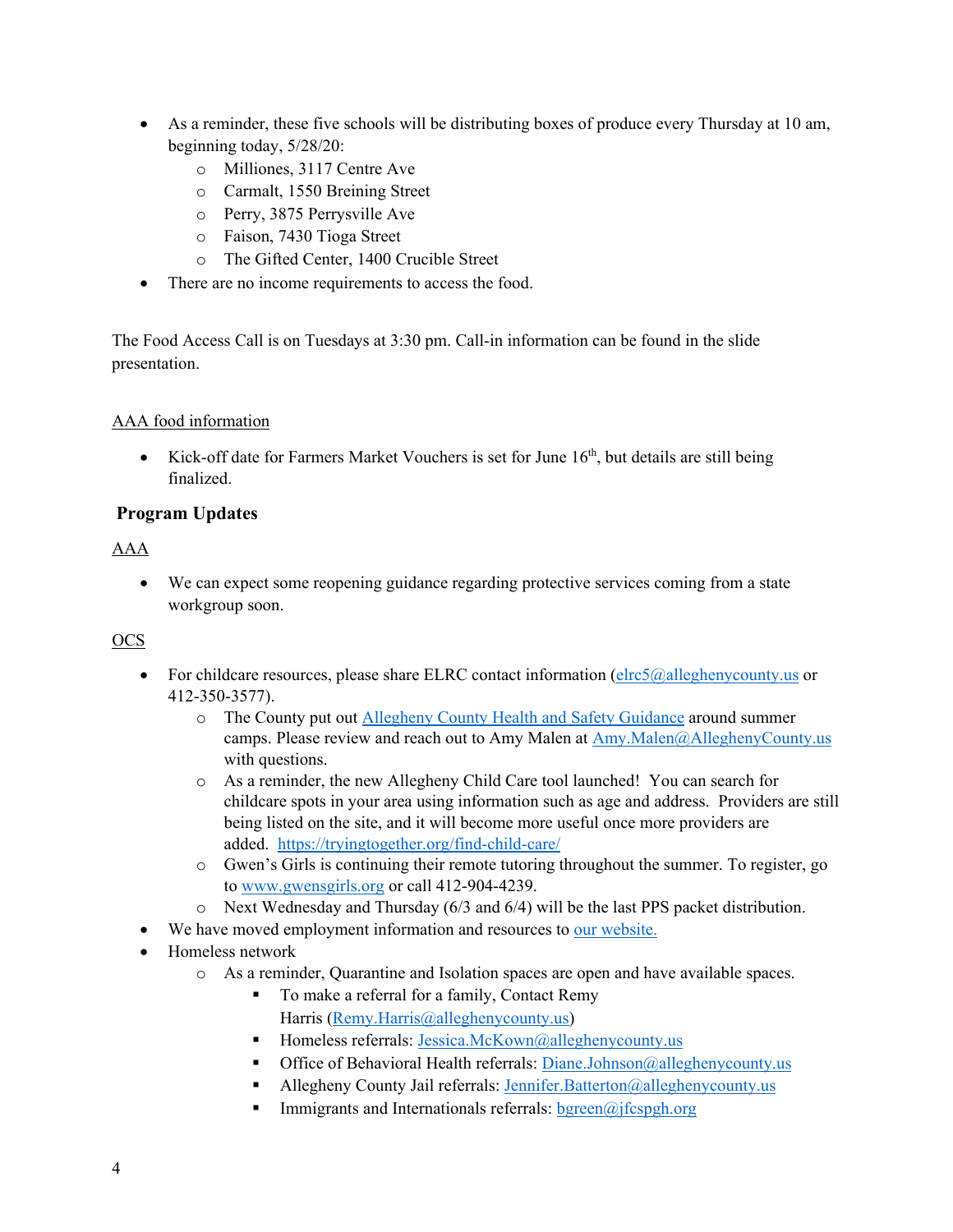- As a reminder, these five schools will be distributing boxes of produce every Thursday at 10 am, beginning today, 5/28/20:
  - Milliones, 3117 Centre Ave
  - Carmalt, 1550 Breining Street
  - Perry, 3875 Perrysville Ave
  - Faison, 7430 Tioga Street
  - The Gifted Center, 1400 Crucible Street
- There are no income requirements to access the food.

The Food Access Call is on Tuesdays at 3:30 pm. Call-in information can be found in the slide presentation.

AAA food information

- Kick-off date for Farmers Market Vouchers is set for June 16th, but details are still being finalized.

## Program Updates

AAA

- We can expect some reopening guidance regarding protective services coming from a state workgroup soon.

OCS

- For childcare resources, please share ELRC contact information (elrc5@alleghenycounty.us or 412-350-3577).
  - The County put out Allegheny County Health and Safety Guidance around summer camps. Please review and reach out to Amy Malen at Amy.Malen@AlleghenyCounty.us with questions.
  - As a reminder, the new Allegheny Child Care tool launched! You can search for childcare spots in your area using information such as age and address. Providers are still being listed on the site, and it will become more useful once more providers are added. https://tryingtogether.org/find-child-care/
  - Gwen's Girls is continuing their remote tutoring throughout the summer. To register, go to www.gwensgirls.org or call 412-904-4239.
  - Next Wednesday and Thursday (6/3 and 6/4) will be the last PPS packet distribution.
- We have moved employment information and resources to our website.
- Homeless network
  - As a reminder, Quarantine and Isolation spaces are open and have available spaces.
    - To make a referral for a family, Contact Remy Harris (Remy.Harris@alleghenycounty.us)
    - Homeless referrals: Jessica.McKown@alleghenycounty.us
    - Office of Behavioral Health referrals: Diane.Johnson@alleghenycounty.us
    - Allegheny County Jail referrals: Jennifer.Batterton@alleghenycounty.us
    - Immigrants and Internationals referrals: bgreen@jfcspgh.org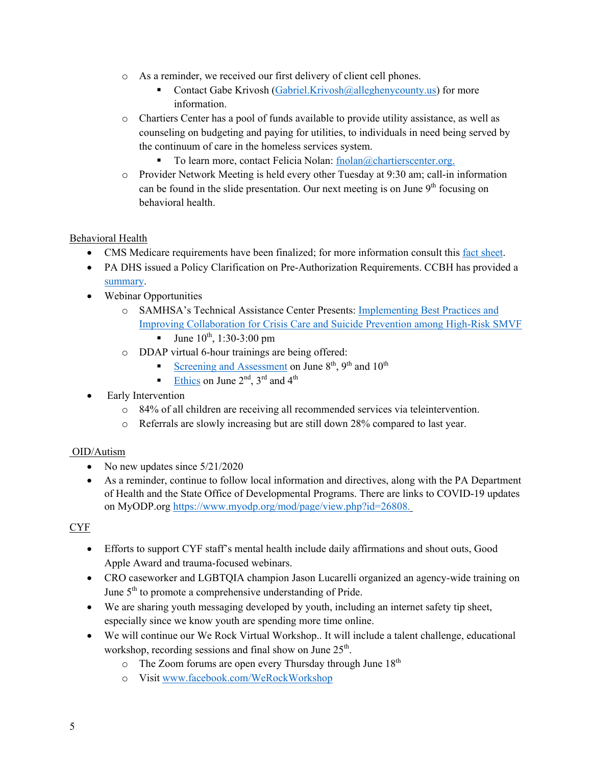- As a reminder, we received our first delivery of client cell phones.
    - Contact Gabe Krivosh (Gabriel.Krivosh@alleghenycounty.us) for more information.
  - Chartiers Center has a pool of funds available to provide utility assistance, as well as counseling on budgeting and paying for utilities, to individuals in need being served by the continuum of care in the homeless services system.
    - To learn more, contact Felicia Nolan: fnolan@chartierscenter.org.
  - Provider Network Meeting is held every other Tuesday at 9:30 am; call-in information can be found in the slide presentation. Our next meeting is on June 9th focusing on behavioral health.

## Behavioral Health

- CMS Medicare requirements have been finalized; for more information consult this fact sheet.
- PA DHS issued a Policy Clarification on Pre-Authorization Requirements. CCBH has provided a summary.
- Webinar Opportunities
  - SAMHSA's Technical Assistance Center Presents: Implementing Best Practices and Improving Collaboration for Crisis Care and Suicide Prevention among High-Risk SMVF
    - June 10th, 1:30-3:00 pm
  - DDAP virtual 6-hour trainings are being offered:
    - Screening and Assessment on June 8th, 9th and 10th
    - Ethics on June 2nd, 3rd and 4th
- Early Intervention
  - 84% of all children are receiving all recommended services via teleintervention.
  - Referrals are slowly increasing but are still down 28% compared to last year.

## OID/Autism

- No new updates since 5/21/2020
- As a reminder, continue to follow local information and directives, along with the PA Department of Health and the State Office of Developmental Programs. There are links to COVID-19 updates on MyODP.org https://www.myodp.org/mod/page/view.php?id=26808.

## CYF

- Efforts to support CYF staff's mental health include daily affirmations and shout outs, Good Apple Award and trauma-focused webinars.
- CRO caseworker and LGBTQIA champion Jason Lucarelli organized an agency-wide training on June 5th to promote a comprehensive understanding of Pride.
- We are sharing youth messaging developed by youth, including an internet safety tip sheet, especially since we know youth are spending more time online.
- We will continue our We Rock Virtual Workshop.. It will include a talent challenge, educational workshop, recording sessions and final show on June 25th.
  - The Zoom forums are open every Thursday through June 18th
  - Visit www.facebook.com/WeRockWorkshop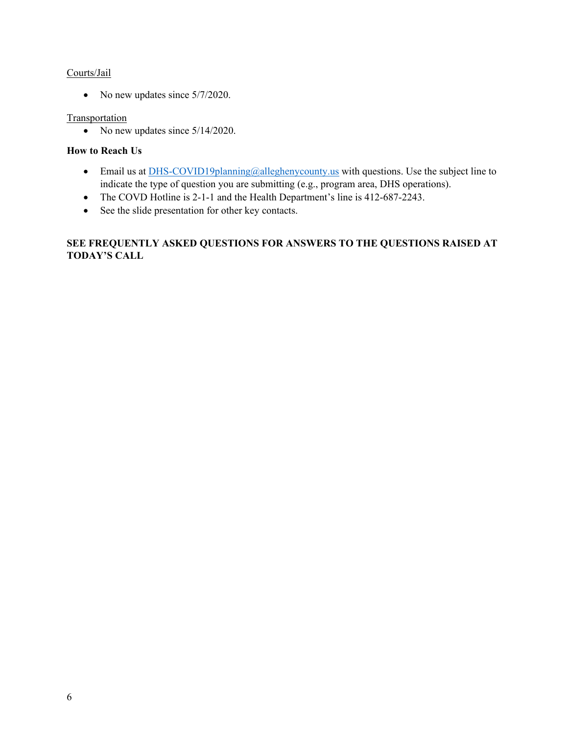Courts/Jail

- No new updates since 5/7/2020.

Transportation

- No new updates since 5/14/2020.

**How to Reach Us**

- Email us at DHS-COVID19planning@alleghenycounty.us with questions. Use the subject line to indicate the type of question you are submitting (e.g., program area, DHS operations).
- The COVD Hotline is 2-1-1 and the Health Department's line is 412-687-2243.
- See the slide presentation for other key contacts.

**SEE FREQUENTLY ASKED QUESTIONS FOR ANSWERS TO THE QUESTIONS RAISED AT TODAY'S CALL**